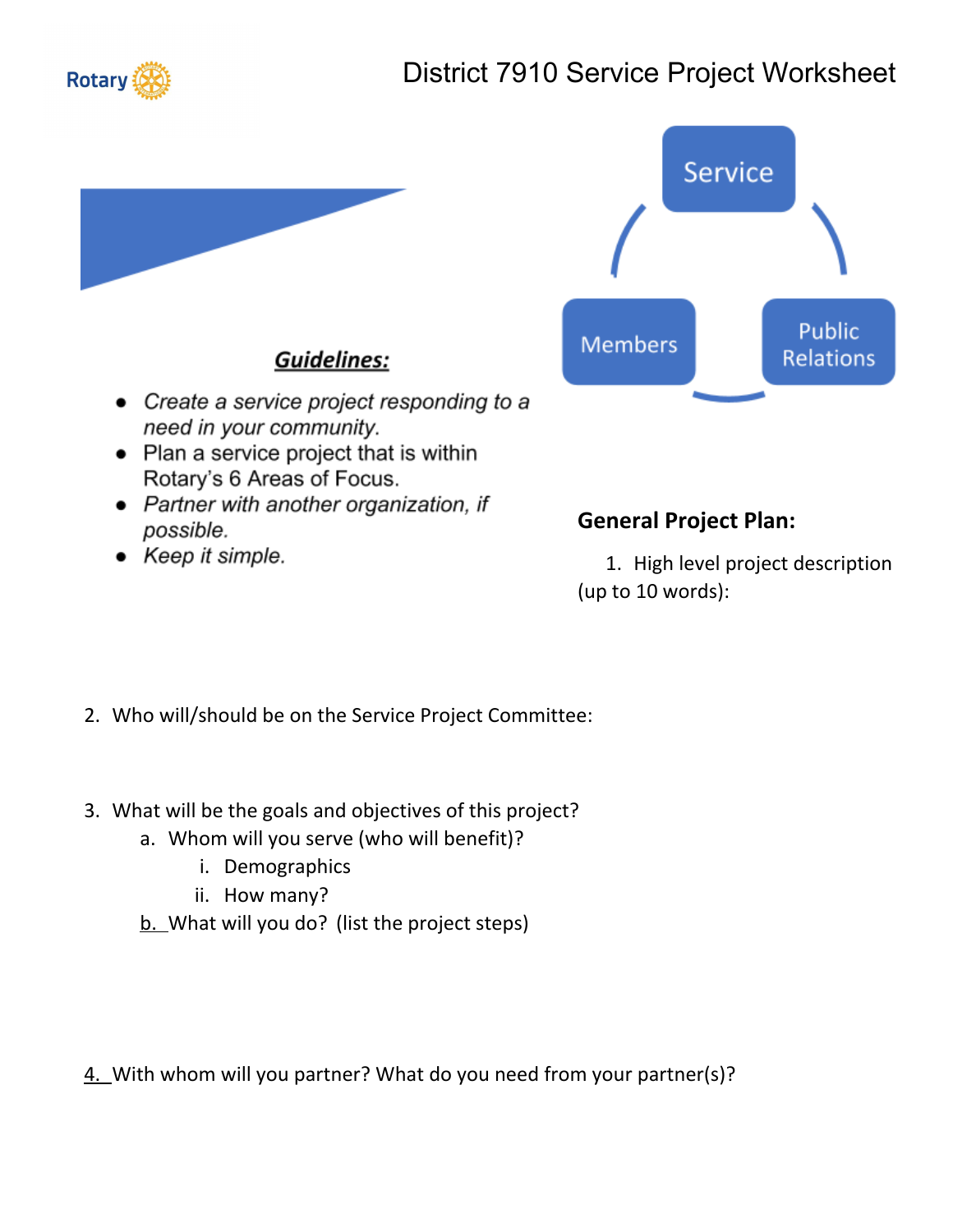# District 7910 Service Project Worksheet

Service

Members

Public Relations

## ***Guidelines:***

- *Create a service project responding to a need in your community.*
- Plan a service project that is within Rotary's 6 Areas of Focus.
- *Partner with another organization, if possible.*
- *Keep it simple.*

## General Project Plan:

1. High level project description (up to 10 words):

2. Who will/should be on the Service Project Committee:

3. What will be the goals and objectives of this project?
   a. Whom will you serve (who will benefit)?
      i. Demographics
      ii. How many?
   b. What will you do? (list the project steps)

4. With whom will you partner? What do you need from your partner(s)?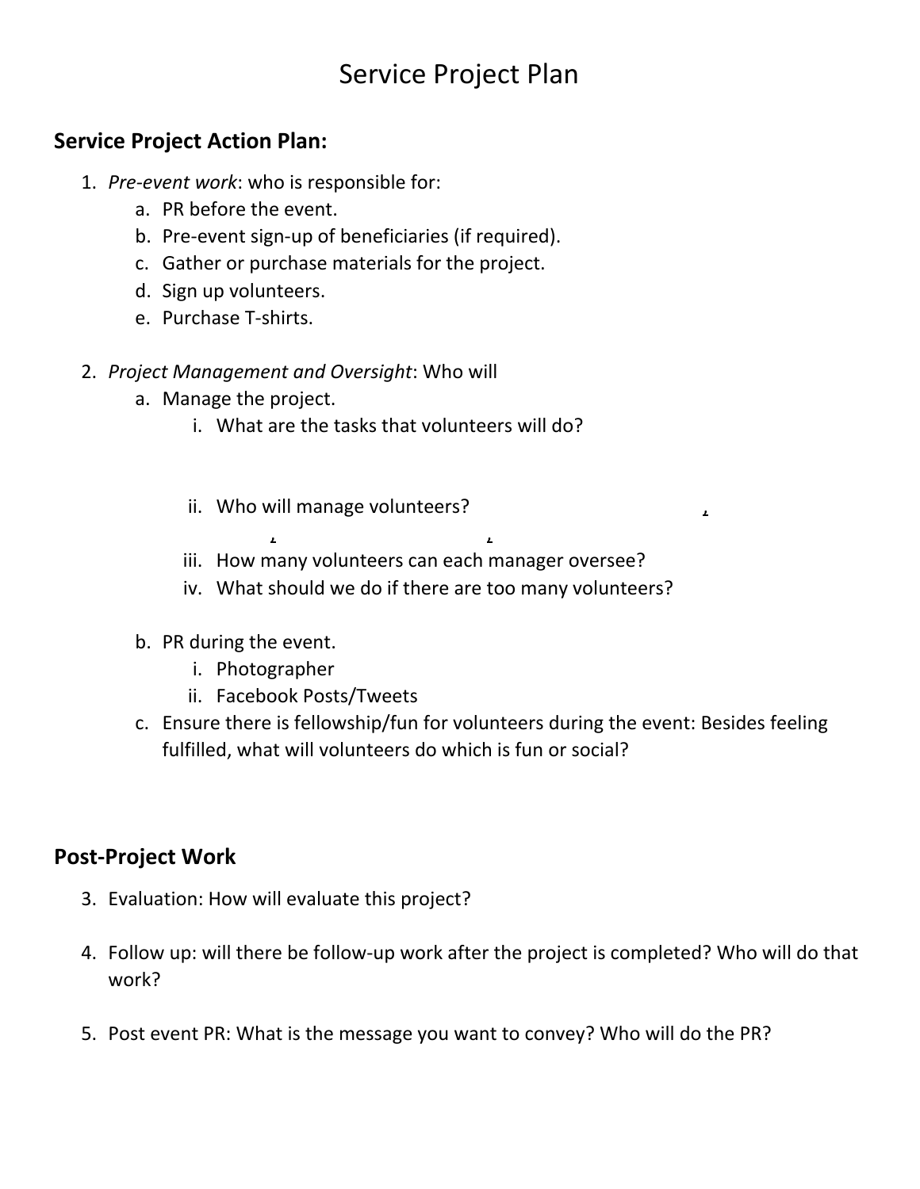# Service Project Plan

## Service Project Action Plan:

1. *Pre-event work*: who is responsible for:
   a. PR before the event.
   b. Pre-event sign-up of beneficiaries (if required).
   c. Gather or purchase materials for the project.
   d. Sign up volunteers.
   e. Purchase T-shirts.

2. *Project Management and Oversight*: Who will
   a. Manage the project.
      i. What are the tasks that volunteers will do?
      ii. Who will manage volunteers?
      iii. How many volunteers can each manager oversee?
      iv. What should we do if there are too many volunteers?
   b. PR during the event.
      i. Photographer
      ii. Facebook Posts/Tweets
   c. Ensure there is fellowship/fun for volunteers during the event: Besides feeling fulfilled, what will volunteers do which is fun or social?

## Post-Project Work

3. Evaluation: How will evaluate this project?

4. Follow up: will there be follow-up work after the project is completed? Who will do that work?

5. Post event PR: What is the message you want to convey? Who will do the PR?